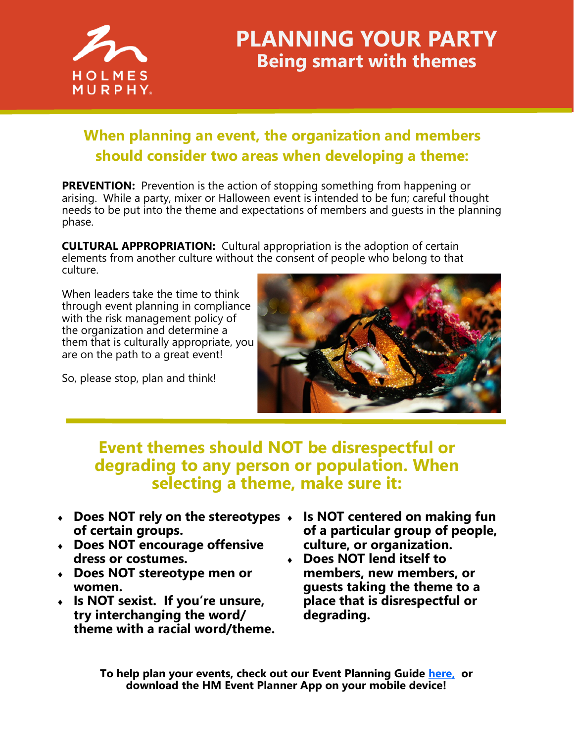HOLMES MURPHY

# PLANNING YOUR PARTY

## Being smart with themes

### When planning an event, the organization and members should consider two areas when developing a theme:

**PREVENTION:** Prevention is the action of stopping something from happening or arising. While a party, mixer or Halloween event is intended to be fun; careful thought needs to be put into the theme and expectations of members and guests in the planning phase.

**CULTURAL APPROPRIATION:** Cultural appropriation is the adoption of certain elements from another culture without the consent of people who belong to that culture.

When leaders take the time to think through event planning in compliance with the risk management policy of the organization and determine a them that is culturally appropriate, you are on the path to a great event!

So, please stop, plan and think!

### Event themes should NOT be disrespectful or degrading to any person or population. When selecting a theme, make sure it:

- **Does NOT rely on the stereotypes of certain groups.**
- **Does NOT encourage offensive dress or costumes.**
- **Does NOT stereotype men or women.**
- **Is NOT sexist. If you're unsure, try interchanging the word/ theme with a racial word/theme.**
- **Is NOT centered on making fun of a particular group of people, culture, or organization.**
- **Does NOT lend itself to members, new members, or guests taking the theme to a place that is disrespectful or degrading.**

**To help plan your events, check out our Event Planning Guide here, or download the HM Event Planner App on your mobile device!**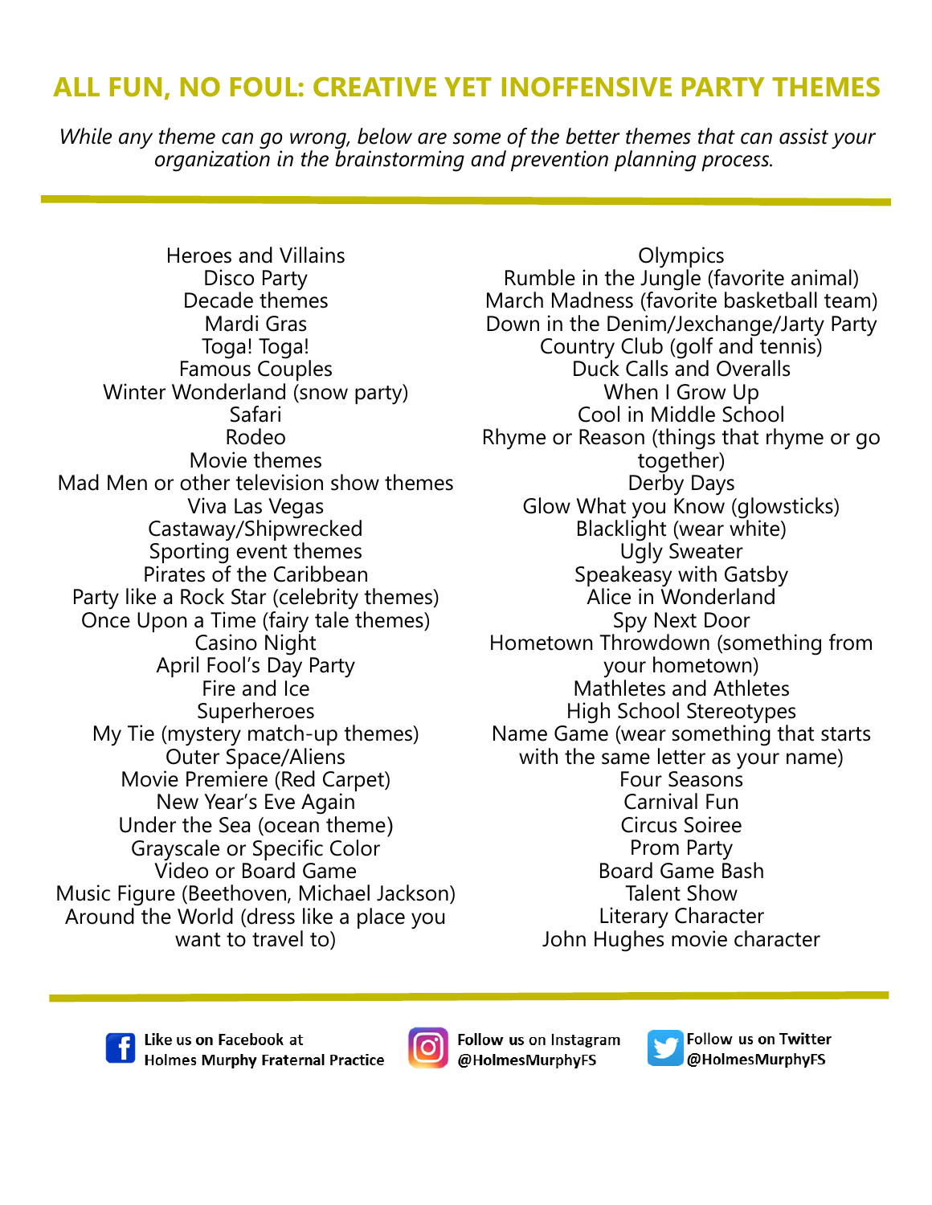# ALL FUN, NO FOUL: CREATIVE YET INOFFENSIVE PARTY THEMES

*While any theme can go wrong, below are some of the better themes that can assist your organization in the brainstorming and prevention planning process.*

Heroes and Villains
Disco Party
Decade themes
Mardi Gras
Toga! Toga!
Famous Couples
Winter Wonderland (snow party)
Safari
Rodeo
Movie themes
Mad Men or other television show themes
Viva Las Vegas
Castaway/Shipwrecked
Sporting event themes
Pirates of the Caribbean
Party like a Rock Star (celebrity themes)
Once Upon a Time (fairy tale themes)
Casino Night
April Fool's Day Party
Fire and Ice
Superheroes
My Tie (mystery match-up themes)
Outer Space/Aliens
Movie Premiere (Red Carpet)
New Year's Eve Again
Under the Sea (ocean theme)
Grayscale or Specific Color
Video or Board Game
Music Figure (Beethoven, Michael Jackson)
Around the World (dress like a place you want to travel to)

Olympics
Rumble in the Jungle (favorite animal)
March Madness (favorite basketball team)
Down in the Denim/Jexchange/Jarty Party
Country Club (golf and tennis)
Duck Calls and Overalls
When I Grow Up
Cool in Middle School
Rhyme or Reason (things that rhyme or go together)
Derby Days
Glow What you Know (glowsticks)
Blacklight (wear white)
Ugly Sweater
Speakeasy with Gatsby
Alice in Wonderland
Spy Next Door
Hometown Throwdown (something from your hometown)
Mathletes and Athletes
High School Stereotypes
Name Game (wear something that starts with the same letter as your name)
Four Seasons
Carnival Fun
Circus Soiree
Prom Party
Board Game Bash
Talent Show
Literary Character
John Hughes movie character

**Like us on Facebook at Holmes Murphy Fraternal Practice**

**Follow us on Instagram @HolmesMurphyFS**

**Follow us on Twitter @HolmesMurphyFS**